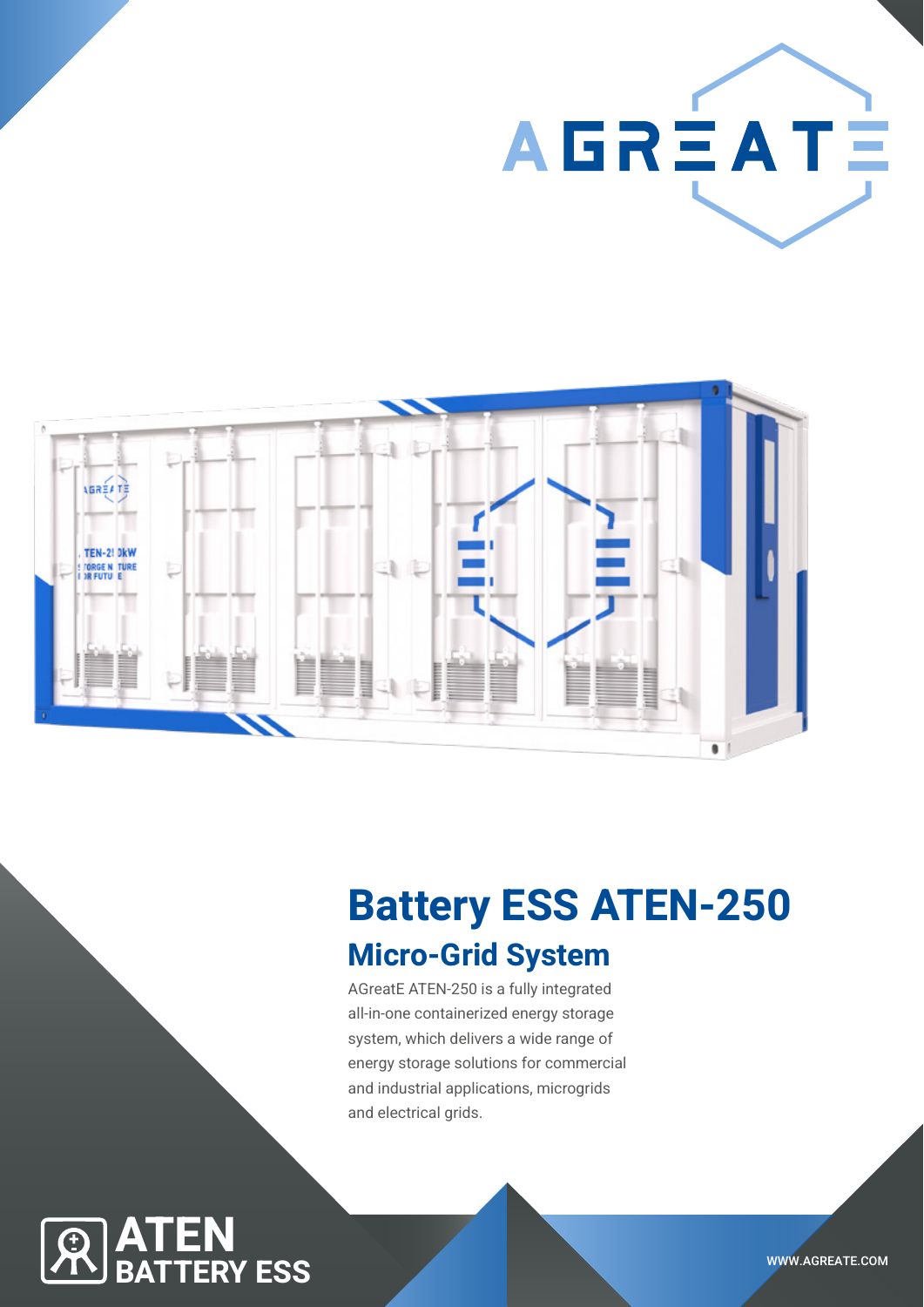AGREATE

# Battery ESS ATEN-250

## Micro-Grid System

AGreatE ATEN-250 is a fully integrated all-in-one containerized energy storage system, which delivers a wide range of energy storage solutions for commercial and industrial applications, microgrids and electrical grids.

**ATEN BATTERY ESS**

WWW.AGREATE.COM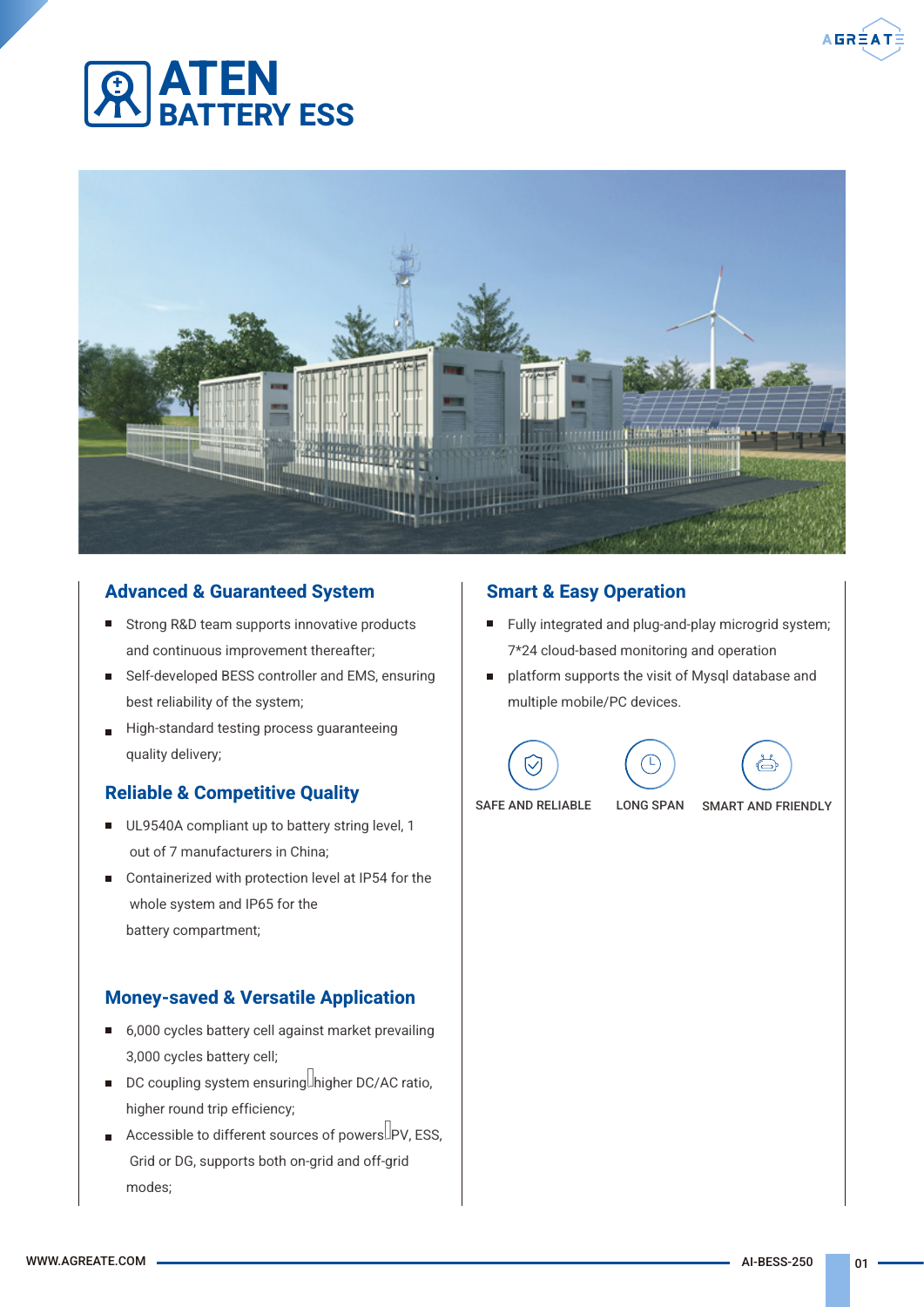# ATEN
## BATTERY ESS

### Advanced & Guaranteed System

- Strong R&D team supports innovative products and continuous improvement thereafter;
- Self-developed BESS controller and EMS, ensuring best reliability of the system;
- High-standard testing process guaranteeing quality delivery;

### Reliable & Competitive Quality

- UL9540A compliant up to battery string level, 1 out of 7 manufacturers in China;
- Containerized with protection level at IP54 for the whole system and IP65 for the battery compartment;

### Money-saved & Versatile Application

- 6,000 cycles battery cell against market prevailing 3,000 cycles battery cell;
- DC coupling system ensuring higher DC/AC ratio, higher round trip efficiency;
- Accessible to different sources of powers PV, ESS, Grid or DG, supports both on-grid and off-grid modes;

### Smart & Easy Operation

- Fully integrated and plug-and-play microgrid system; 7*24 cloud-based monitoring and operation
- platform supports the visit of Mysql database and multiple mobile/PC devices.

SAFE AND RELIABLE

LONG SPAN

SMART AND FRIENDLY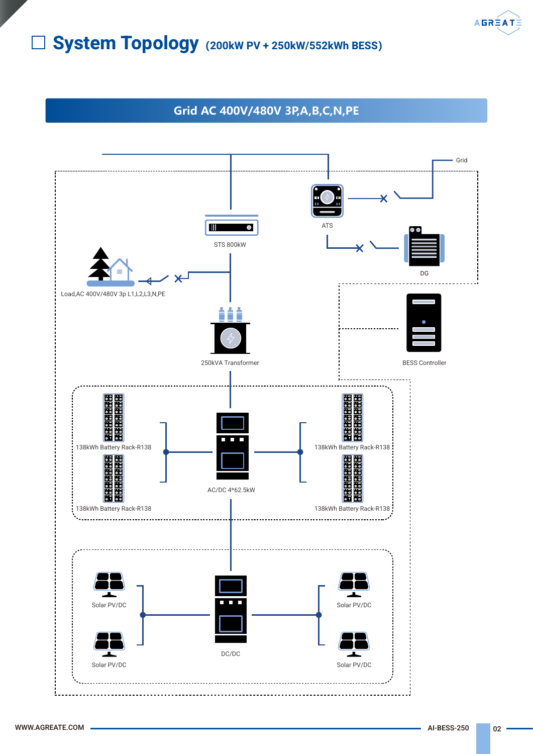# System Topology (200kW PV + 250kW/552kWh BESS)

Grid AC 400V/480V 3P,A,B,C,N,PE

Grid

ATS

STS 800kW

DG

Load,AC 400V/480V 3p L1,L2,L3,N,PE

BESS Controller

250kVA Transformer

138kWh Battery Rack-R138

138kWh Battery Rack-R138

AC/DC 4*62.5kW

138kWh Battery Rack-R138

138kWh Battery Rack-R138

Solar PV/DC

Solar PV/DC

DC/DC

Solar PV/DC

Solar PV/DC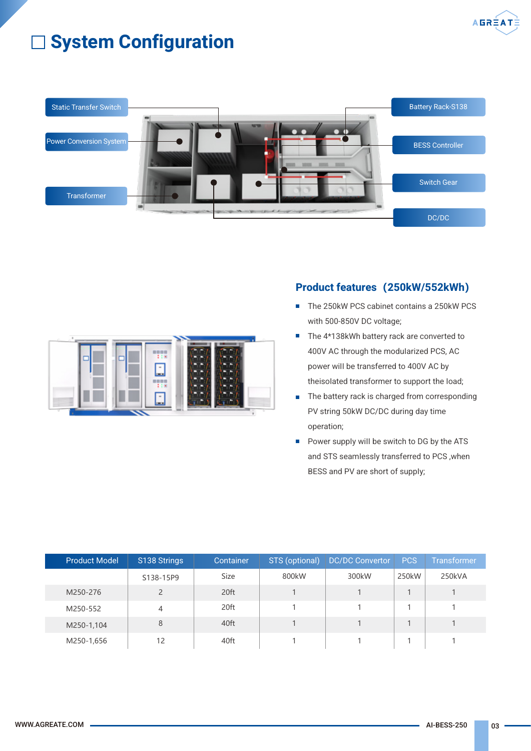# System Configuration

Static Transfer Switch

Power Conversion System

Transformer

Battery Rack-S138

BESS Controller

Switch Gear

DC/DC

## Product features (250kW/552kWh)

- The 250kW PCS cabinet contains a 250kW PCS with 500-850V DC voltage;
- The 4*138kWh battery rack are converted to 400V AC through the modularized PCS, AC power will be transferred to 400V AC by theisolated transformer to support the load;
- The battery rack is charged from corresponding PV string 50kW DC/DC during day time operation;
- Power supply will be switch to DG by the ATS and STS seamlessly transferred to PCS ,when BESS and PV are short of supply;

| Product Model | S138 Strings | Container | STS (optional) | DC/DC Convertor | PCS | Transformer |
|---|---|---|---|---|---|---|
| | S138-15P9 | Size | 800kW | 300kW | 250kW | 250kVA |
| M250-276 | 2 | 20ft | 1 | 1 | 1 | 1 |
| M250-552 | 4 | 20ft | 1 | 1 | 1 | 1 |
| M250-1,104 | 8 | 40ft | 1 | 1 | 1 | 1 |
| M250-1,656 | 12 | 40ft | 1 | 1 | 1 | 1 |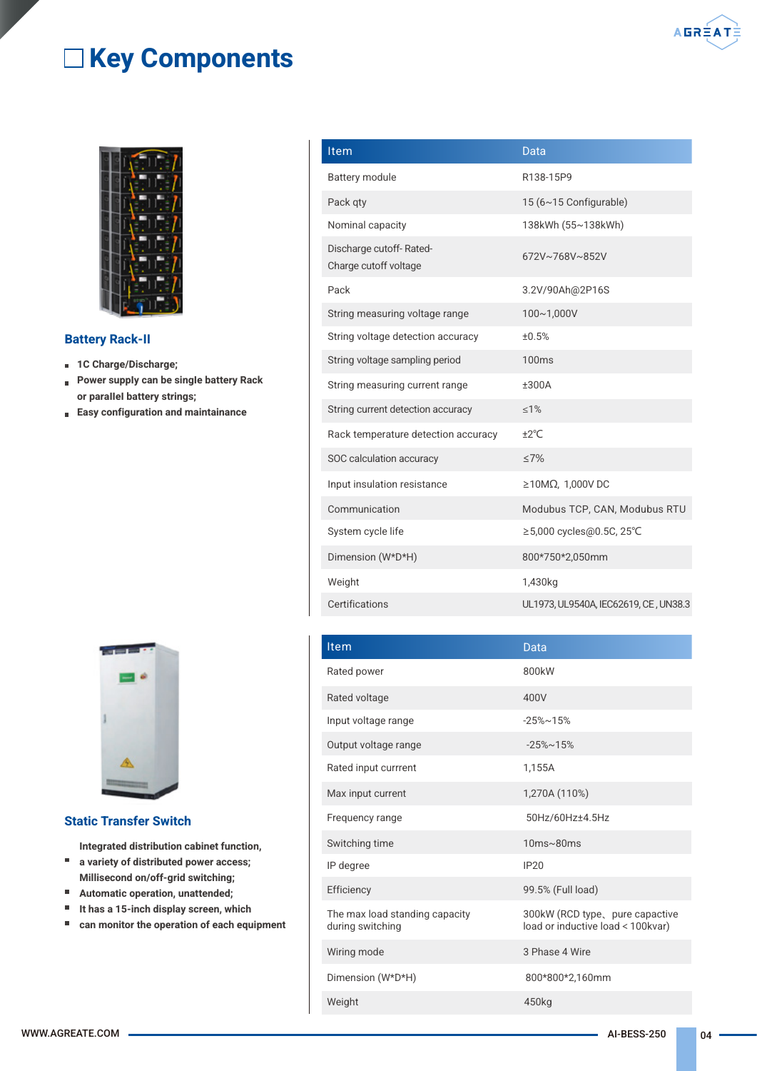# Key Components

### Battery Rack-II

- 1C Charge/Discharge;
- Power supply can be single battery Rack or parallel battery strings;
- Easy configuration and maintainance

| Item | Data |
|---|---|
| Battery module | R138-15P9 |
| Pack qty | 15 (6~15 Configurable) |
| Nominal capacity | 138kWh (55~138kWh) |
| Discharge cutoff- Rated-Charge cutoff voltage | 672V~768V~852V |
| Pack | 3.2V/90Ah@2P16S |
| String measuring voltage range | 100~1,000V |
| String voltage detection accuracy | ±0.5% |
| String voltage sampling period | 100ms |
| String measuring current range | ±300A |
| String current detection accuracy | ≤1% |
| Rack temperature detection accuracy | ±2℃ |
| SOC calculation accuracy | ≤7% |
| Input insulation resistance | ≥10MΩ, 1,000V DC |
| Communication | Modubus TCP, CAN, Modubus RTU |
| System cycle life | ≥5,000 cycles@0.5C, 25℃ |
| Dimension (W*D*H) | 800*750*2,050mm |
| Weight | 1,430kg |
| Certifications | UL1973, UL9540A, IEC62619, CE, UN38.3 |

### Static Transfer Switch

- Integrated distribution cabinet function, a variety of distributed power access;
- Millisecond on/off-grid switching;
- Automatic operation, unattended;
- It has a 15-inch display screen, which can monitor the operation of each equipment

| Item | Data |
|---|---|
| Rated power | 800kW |
| Rated voltage | 400V |
| Input voltage range | -25%~15% |
| Output voltage range | -25%~15% |
| Rated input currrent | 1,155A |
| Max input current | 1,270A (110%) |
| Frequency range | 50Hz/60Hz±4.5Hz |
| Switching time | 10ms~80ms |
| IP degree | IP20 |
| Efficiency | 99.5% (Full load) |
| The max load standing capacity during switching | 300kW (RCD type、pure capactive load or inductive load < 100kvar) |
| Wiring mode | 3 Phase 4 Wire |
| Dimension (W*D*H) | 800*800*2,160mm |
| Weight | 450kg |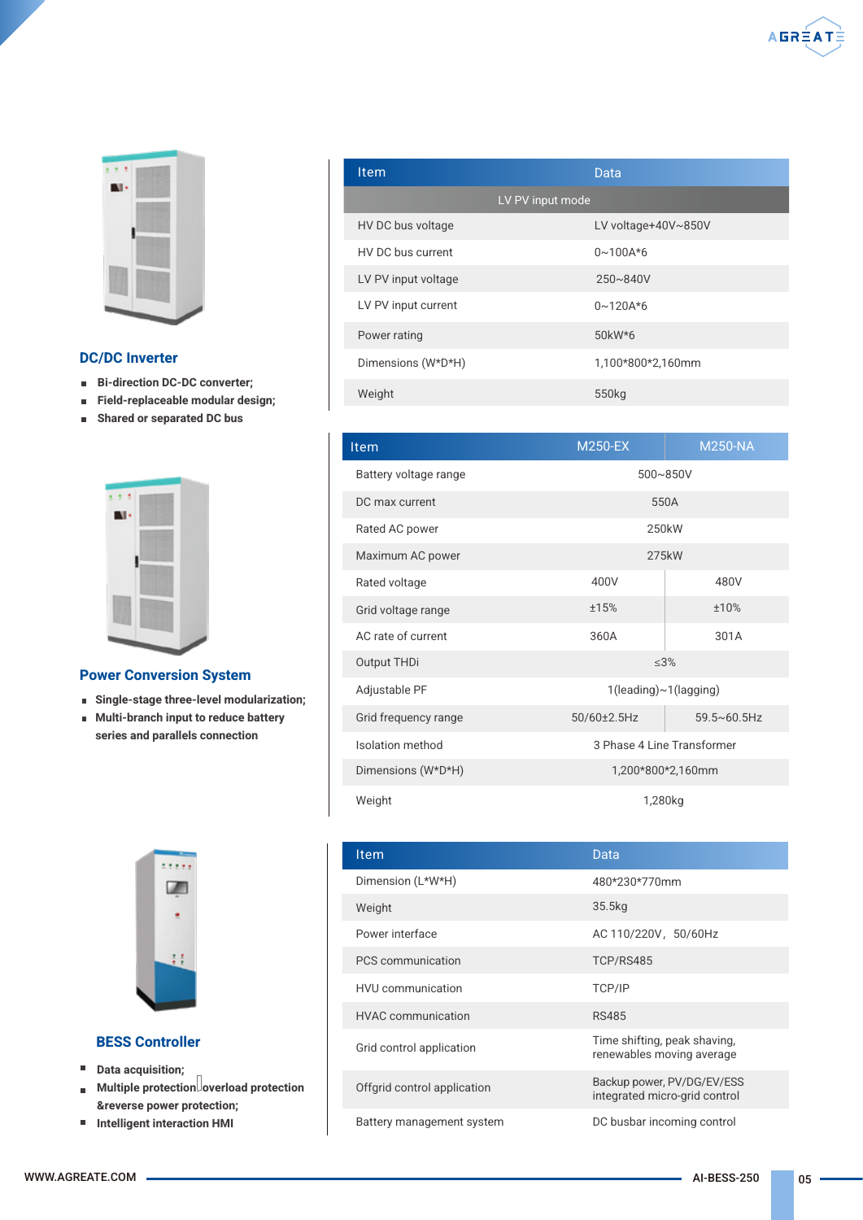## DC/DC Inverter

- Bi-direction DC-DC converter;
- Field-replaceable modular design;
- Shared or separated DC bus

| Item | Data |
| --- | --- |
| LV PV input mode | |
| HV DC bus voltage | LV voltage+40V~850V |
| HV DC bus current | 0~100A*6 |
| LV PV input voltage | 250~840V |
| LV PV input current | 0~120A*6 |
| Power rating | 50kW*6 |
| Dimensions (W*D*H) | 1,100*800*2,160mm |
| Weight | 550kg |

## Power Conversion System

- Single-stage three-level modularization;
- Multi-branch input to reduce battery series and parallels connection

| Item | M250-EX | M250-NA |
| --- | --- | --- |
| Battery voltage range | 500~850V | |
| DC max current | 550A | |
| Rated AC power | 250kW | |
| Maximum AC power | 275kW | |
| Rated voltage | 400V | 480V |
| Grid voltage range | ±15% | ±10% |
| AC rate of current | 360A | 301A |
| Output THDi | ≤3% | |
| Adjustable PF | 1(leading)~1(lagging) | |
| Grid frequency range | 50/60±2.5Hz | 59.5~60.5Hz |
| Isolation method | 3 Phase 4 Line Transformer | |
| Dimensions (W*D*H) | 1,200*800*2,160mm | |
| Weight | 1,280kg | |

## BESS Controller

- Data acquisition;
- Multiple protection overload protection &reverse power protection;
- Intelligent interaction HMI

| Item | Data |
| --- | --- |
| Dimension (L*W*H) | 480*230*770mm |
| Weight | 35.5kg |
| Power interface | AC 110/220V, 50/60Hz |
| PCS communication | TCP/RS485 |
| HVU communication | TCP/IP |
| HVAC communication | RS485 |
| Grid control application | Time shifting, peak shaving, renewables moving average |
| Offgrid control application | Backup power, PV/DG/EV/ESS integrated micro-grid control |
| Battery management system | DC busbar incoming control |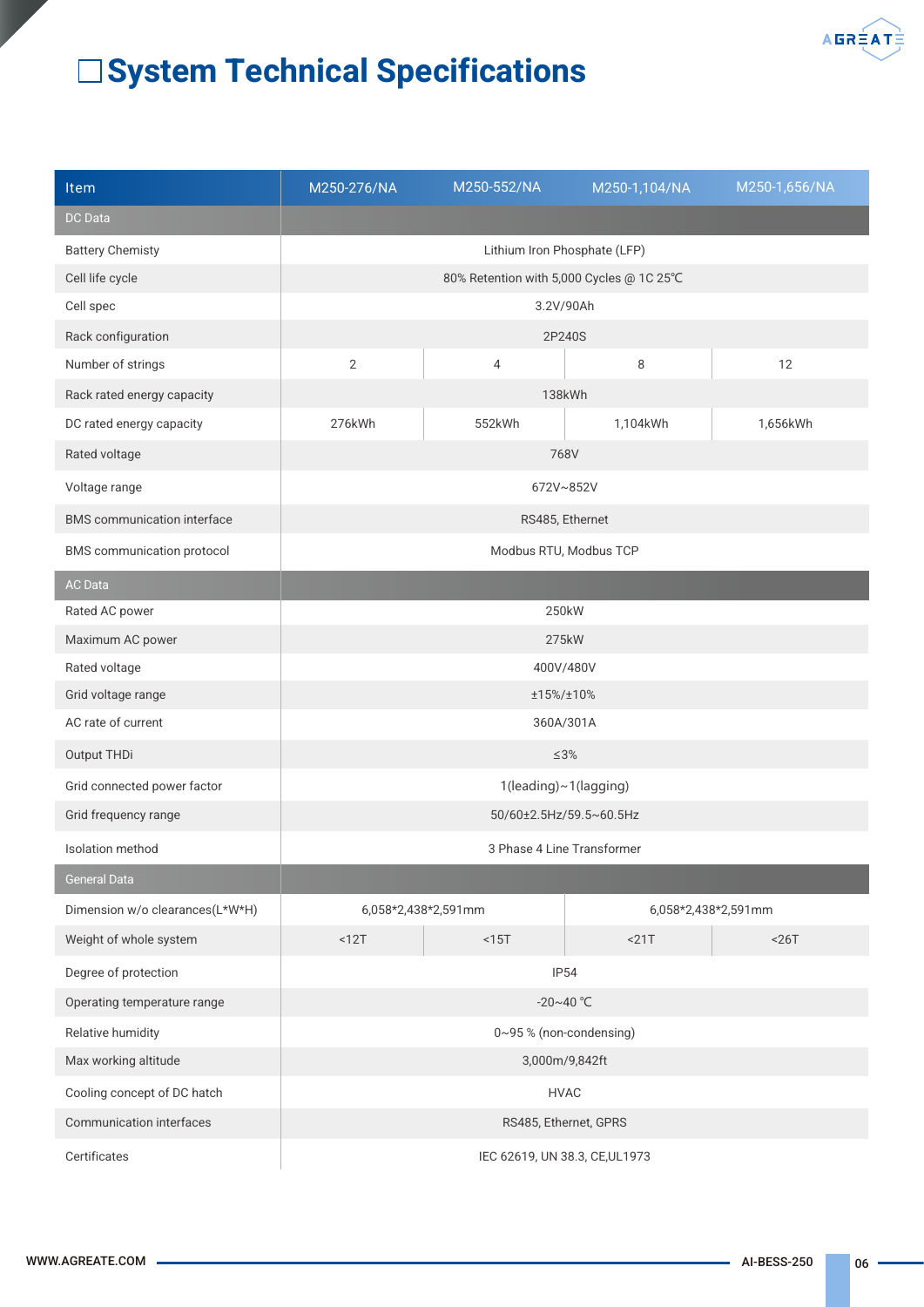# System Technical Specifications

| Item | M250-276/NA | M250-552/NA | M250-1,104/NA | M250-1,656/NA |
|---|---|---|---|---|
| **DC Data** | | | | |
| Battery Chemisty | Lithium Iron Phosphate (LFP) | | | |
| Cell life cycle | 80% Retention with 5,000 Cycles @ 1C 25℃ | | | |
| Cell spec | 3.2V/90Ah | | | |
| Rack configuration | 2P240S | | | |
| Number of strings | 2 | 4 | 8 | 12 |
| Rack rated energy capacity | 138kWh | | | |
| DC rated energy capacity | 276kWh | 552kWh | 1,104kWh | 1,656kWh |
| Rated voltage | 768V | | | |
| Voltage range | 672V~852V | | | |
| BMS communication interface | RS485, Ethernet | | | |
| BMS communication protocol | Modbus RTU, Modbus TCP | | | |
| **AC Data** | | | | |
| Rated AC power | 250kW | | | |
| Maximum AC power | 275kW | | | |
| Rated voltage | 400V/480V | | | |
| Grid voltage range | ±15%/±10% | | | |
| AC rate of current | 360A/301A | | | |
| Output THDi | ≤3% | | | |
| Grid connected power factor | 1(leading)~1(lagging) | | | |
| Grid frequency range | 50/60±2.5Hz/59.5~60.5Hz | | | |
| Isolation method | 3 Phase 4 Line Transformer | | | |
| **General Data** | | | | |
| Dimension w/o clearances(L*W*H) | 6,058*2,438*2,591mm | | 6,058*2,438*2,591mm | |
| Weight of whole system | <12T | <15T | <21T | <26T |
| Degree of protection | IP54 | | | |
| Operating temperature range | -20~40 ℃ | | | |
| Relative humidity | 0~95 % (non-condensing) | | | |
| Max working altitude | 3,000m/9,842ft | | | |
| Cooling concept of DC hatch | HVAC | | | |
| Communication interfaces | RS485, Ethernet, GPRS | | | |
| Certificates | IEC 62619, UN 38.3, CE,UL1973 | | | |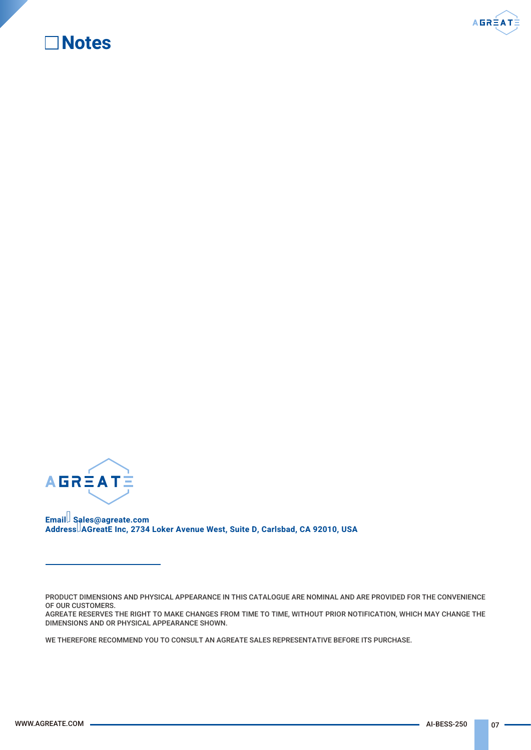# Notes

**Email: Sales@agreate.com**
**Address: AGreatE Inc, 2734 Loker Avenue West, Suite D, Carlsbad, CA 92010, USA**

PRODUCT DIMENSIONS AND PHYSICAL APPEARANCE IN THIS CATALOGUE ARE NOMINAL AND ARE PROVIDED FOR THE CONVENIENCE OF OUR CUSTOMERS.
AGREATE RESERVES THE RIGHT TO MAKE CHANGES FROM TIME TO TIME, WITHOUT PRIOR NOTIFICATION, WHICH MAY CHANGE THE DIMENSIONS AND OR PHYSICAL APPEARANCE SHOWN.

WE THEREFORE RECOMMEND YOU TO CONSULT AN AGREATE SALES REPRESENTATIVE BEFORE ITS PURCHASE.